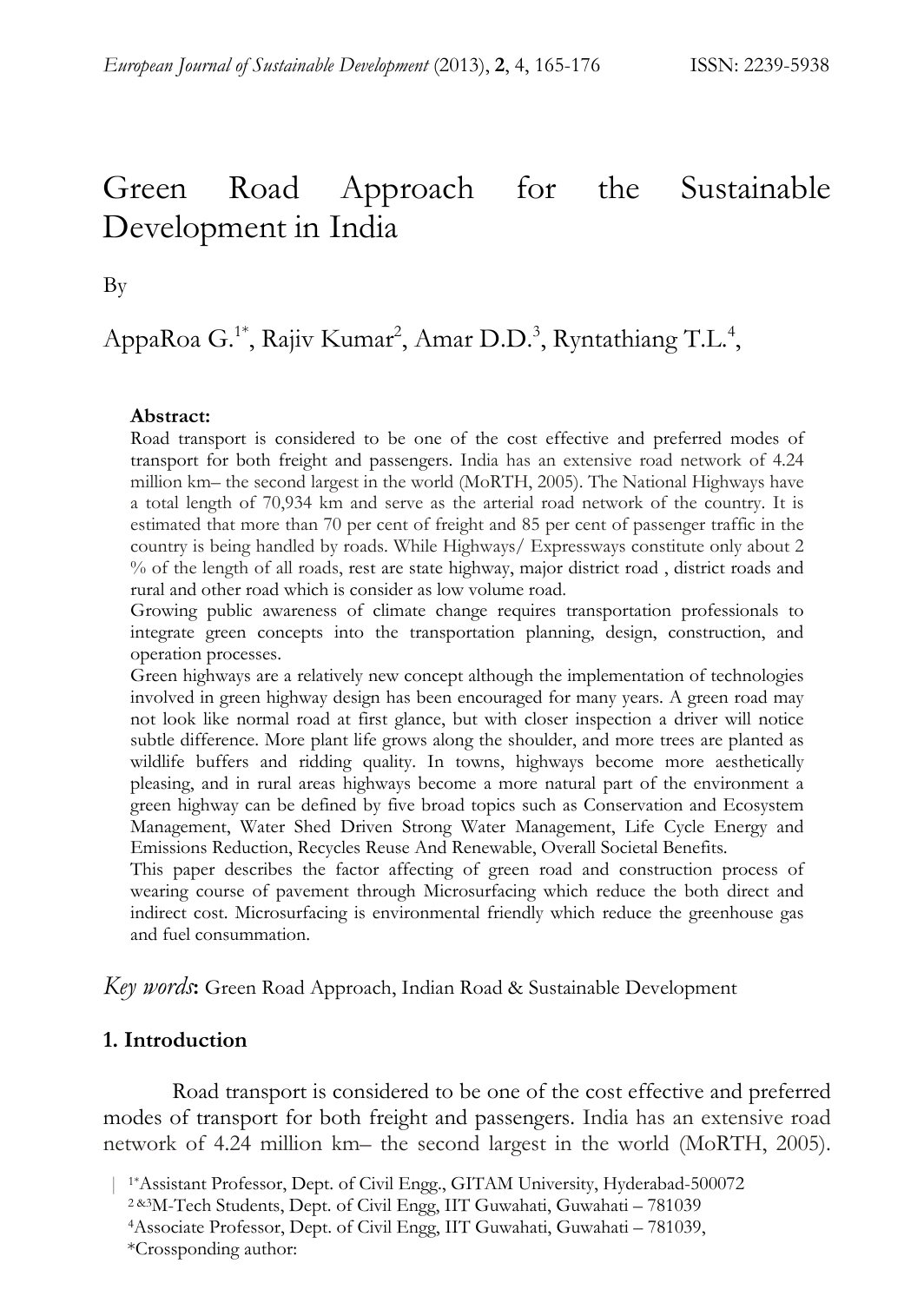# Green Road Approach for the Sustainable Development in India

By

AppaRoa G.[1*], Rajiv Kumar[2], Amar D.D.[3], Ryntathiang T.L.[4],

**Abstract:**
Road transport is considered to be one of the cost effective and preferred modes of transport for both freight and passengers. India has an extensive road network of 4.24 million km– the second largest in the world (MoRTH, 2005). The National Highways have a total length of 70,934 km and serve as the arterial road network of the country. It is estimated that more than 70 per cent of freight and 85 per cent of passenger traffic in the country is being handled by roads. While Highways/ Expressways constitute only about 2 % of the length of all roads, rest are state highway, major district road , district roads and rural and other road which is consider as low volume road.
Growing public awareness of climate change requires transportation professionals to integrate green concepts into the transportation planning, design, construction, and operation processes.
Green highways are a relatively new concept although the implementation of technologies involved in green highway design has been encouraged for many years. A green road may not look like normal road at first glance, but with closer inspection a driver will notice subtle difference. More plant life grows along the shoulder, and more trees are planted as wildlife buffers and ridding quality. In towns, highways become more aesthetically pleasing, and in rural areas highways become a more natural part of the environment a green highway can be defined by five broad topics such as Conservation and Ecosystem Management, Water Shed Driven Strong Water Management, Life Cycle Energy and Emissions Reduction, Recycles Reuse And Renewable, Overall Societal Benefits.
This paper describes the factor affecting of green road and construction process of wearing course of pavement through Microsurfacing which reduce the both direct and indirect cost. Microsurfacing is environmental friendly which reduce the greenhouse gas and fuel consummation.

*Key words*: Green Road Approach, Indian Road & Sustainable Development

## 1. Introduction

Road transport is considered to be one of the cost effective and preferred modes of transport for both freight and passengers. India has an extensive road network of 4.24 million km– the second largest in the world (MoRTH, 2005).

[1*]Assistant Professor, Dept. of Civil Engg., GITAM University, Hyderabad-500072
[2 &3]M-Tech Students, Dept. of Civil Engg, IIT Guwahati, Guwahati – 781039
[4]Associate Professor, Dept. of Civil Engg, IIT Guwahati, Guwahati – 781039,
*Crossponding author: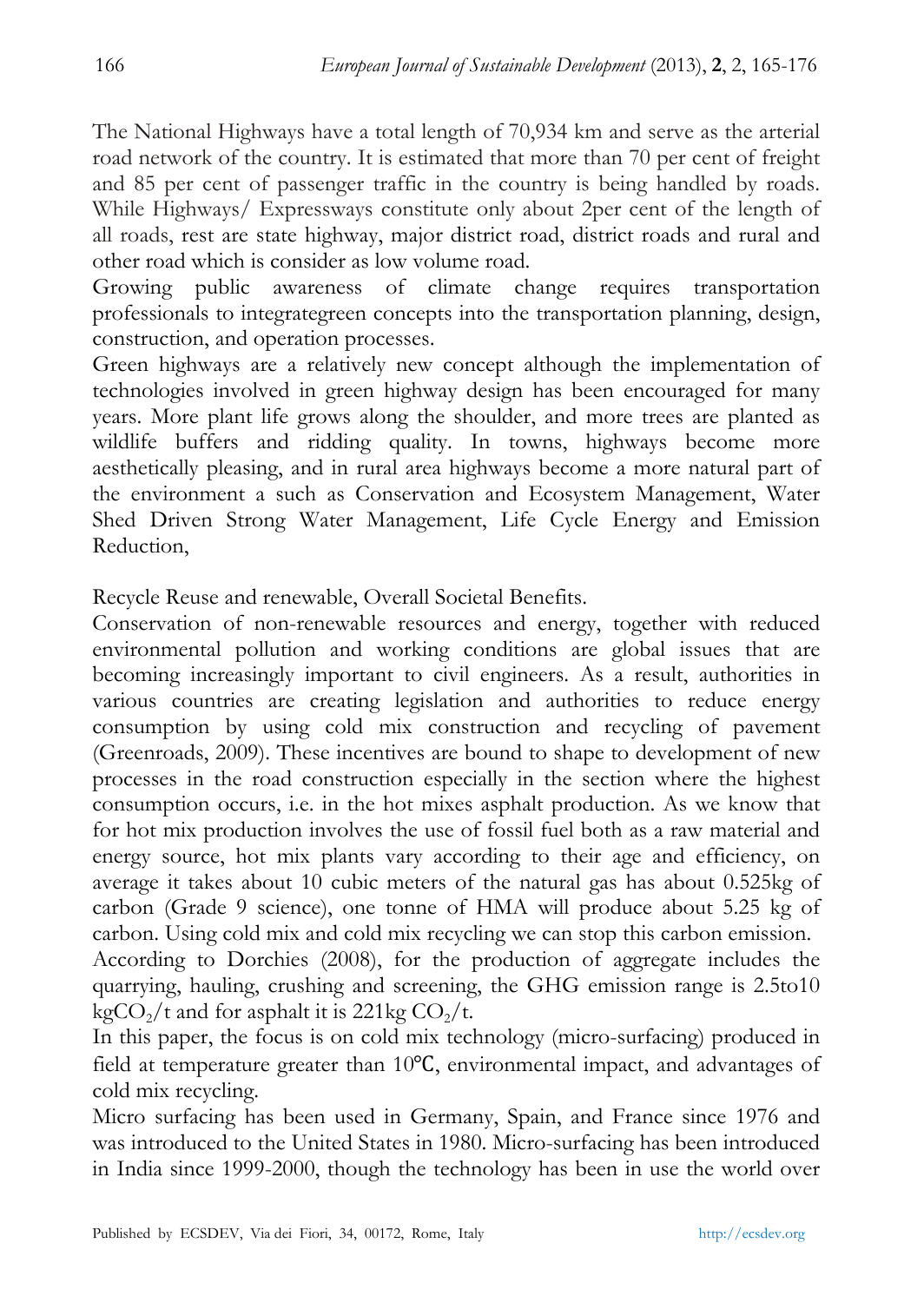The National Highways have a total length of 70,934 km and serve as the arterial road network of the country. It is estimated that more than 70 per cent of freight and 85 per cent of passenger traffic in the country is being handled by roads. While Highways/ Expressways constitute only about 2per cent of the length of all roads, rest are state highway, major district road, district roads and rural and other road which is consider as low volume road.

Growing public awareness of climate change requires transportation professionals to integrategreen concepts into the transportation planning, design, construction, and operation processes.

Green highways are a relatively new concept although the implementation of technologies involved in green highway design has been encouraged for many years. More plant life grows along the shoulder, and more trees are planted as wildlife buffers and ridding quality. In towns, highways become more aesthetically pleasing, and in rural area highways become a more natural part of the environment a such as Conservation and Ecosystem Management, Water Shed Driven Strong Water Management, Life Cycle Energy and Emission Reduction,

Recycle Reuse and renewable, Overall Societal Benefits.

Conservation of non-renewable resources and energy, together with reduced environmental pollution and working conditions are global issues that are becoming increasingly important to civil engineers. As a result, authorities in various countries are creating legislation and authorities to reduce energy consumption by using cold mix construction and recycling of pavement (Greenroads, 2009). These incentives are bound to shape to development of new processes in the road construction especially in the section where the highest consumption occurs, i.e. in the hot mixes asphalt production. As we know that for hot mix production involves the use of fossil fuel both as a raw material and energy source, hot mix plants vary according to their age and efficiency, on average it takes about 10 cubic meters of the natural gas has about 0.525kg of carbon (Grade 9 science), one tonne of HMA will produce about 5.25 kg of carbon. Using cold mix and cold mix recycling we can stop this carbon emission.

According to Dorchies (2008), for the production of aggregate includes the quarrying, hauling, crushing and screening, the GHG emission range is 2.5to10 $kgCO_2/t$ and for asphalt it is 221kg $CO_2/t$.

In this paper, the focus is on cold mix technology (micro-surfacing) produced in field at temperature greater than 10℃, environmental impact, and advantages of cold mix recycling.

Micro surfacing has been used in Germany, Spain, and France since 1976 and was introduced to the United States in 1980. Micro-surfacing has been introduced in India since 1999-2000, though the technology has been in use the world over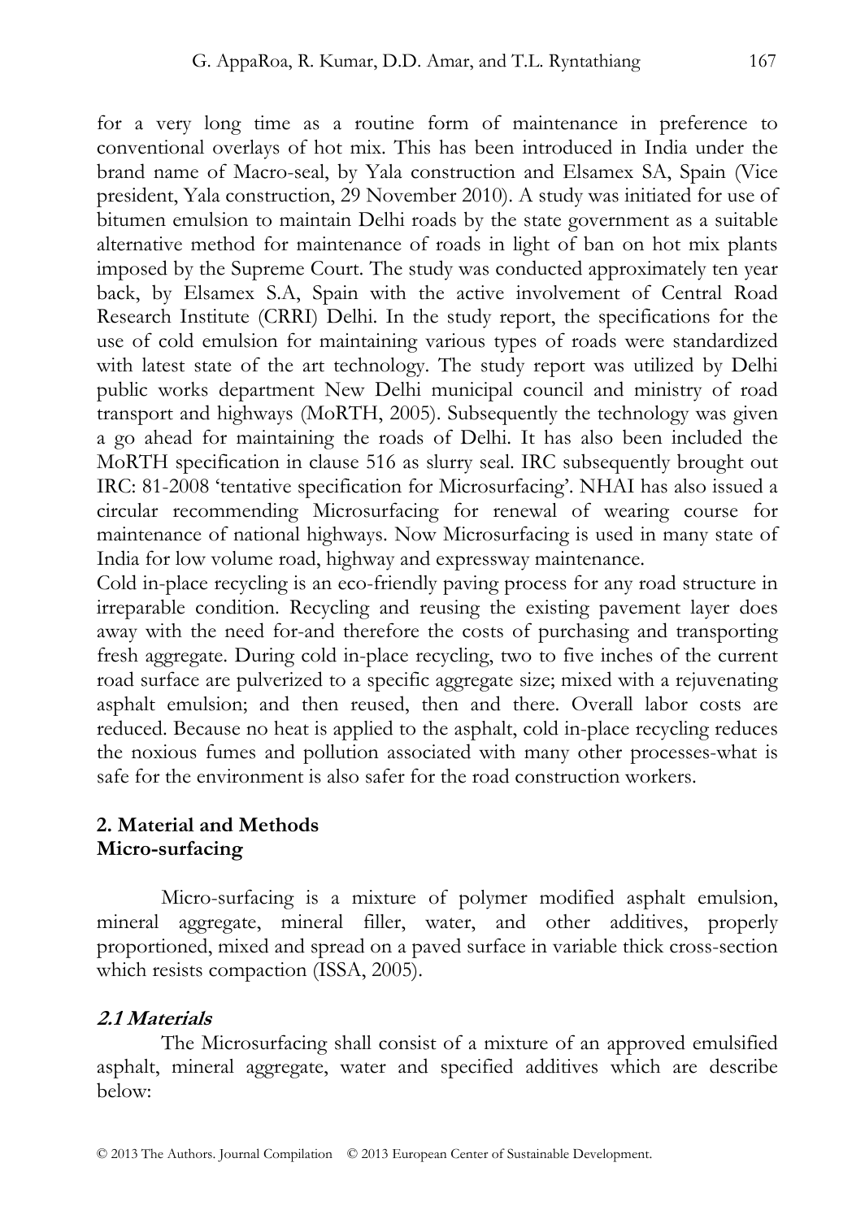for a very long time as a routine form of maintenance in preference to conventional overlays of hot mix. This has been introduced in India under the brand name of Macro-seal, by Yala construction and Elsamex SA, Spain (Vice president, Yala construction, 29 November 2010). A study was initiated for use of bitumen emulsion to maintain Delhi roads by the state government as a suitable alternative method for maintenance of roads in light of ban on hot mix plants imposed by the Supreme Court. The study was conducted approximately ten year back, by Elsamex S.A, Spain with the active involvement of Central Road Research Institute (CRRI) Delhi. In the study report, the specifications for the use of cold emulsion for maintaining various types of roads were standardized with latest state of the art technology. The study report was utilized by Delhi public works department New Delhi municipal council and ministry of road transport and highways (MoRTH, 2005). Subsequently the technology was given a go ahead for maintaining the roads of Delhi. It has also been included the MoRTH specification in clause 516 as slurry seal. IRC subsequently brought out IRC: 81-2008 'tentative specification for Microsurfacing'. NHAI has also issued a circular recommending Microsurfacing for renewal of wearing course for maintenance of national highways. Now Microsurfacing is used in many state of India for low volume road, highway and expressway maintenance.

Cold in-place recycling is an eco-friendly paving process for any road structure in irreparable condition. Recycling and reusing the existing pavement layer does away with the need for-and therefore the costs of purchasing and transporting fresh aggregate. During cold in-place recycling, two to five inches of the current road surface are pulverized to a specific aggregate size; mixed with a rejuvenating asphalt emulsion; and then reused, then and there. Overall labor costs are reduced. Because no heat is applied to the asphalt, cold in-place recycling reduces the noxious fumes and pollution associated with many other processes-what is safe for the environment is also safer for the road construction workers.

## 2. Material and Methods

**Micro-surfacing**

Micro-surfacing is a mixture of polymer modified asphalt emulsion, mineral aggregate, mineral filler, water, and other additives, properly proportioned, mixed and spread on a paved surface in variable thick cross-section which resists compaction (ISSA, 2005).

### *2.1 Materials*

The Microsurfacing shall consist of a mixture of an approved emulsified asphalt, mineral aggregate, water and specified additives which are describe below: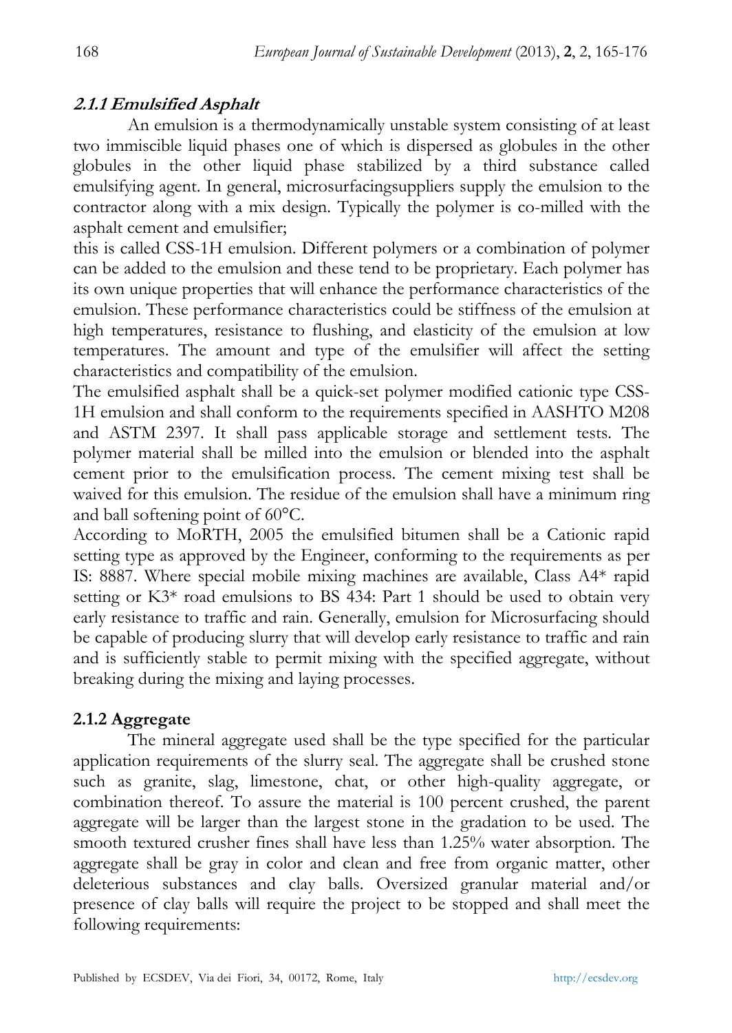#### *2.1.1 Emulsified Asphalt*

An emulsion is a thermodynamically unstable system consisting of at least two immiscible liquid phases one of which is dispersed as globules in the other globules in the other liquid phase stabilized by a third substance called emulsifying agent. In general, microsurfacingsuppliers supply the emulsion to the contractor along with a mix design. Typically the polymer is co-milled with the asphalt cement and emulsifier;

this is called CSS-1H emulsion. Different polymers or a combination of polymer can be added to the emulsion and these tend to be proprietary. Each polymer has its own unique properties that will enhance the performance characteristics of the emulsion. These performance characteristics could be stiffness of the emulsion at high temperatures, resistance to flushing, and elasticity of the emulsion at low temperatures. The amount and type of the emulsifier will affect the setting characteristics and compatibility of the emulsion.

The emulsified asphalt shall be a quick-set polymer modified cationic type CSS-1H emulsion and shall conform to the requirements specified in AASHTO M208 and ASTM 2397. It shall pass applicable storage and settlement tests. The polymer material shall be milled into the emulsion or blended into the asphalt cement prior to the emulsification process. The cement mixing test shall be waived for this emulsion. The residue of the emulsion shall have a minimum ring and ball softening point of 60°C.

According to MoRTH, 2005 the emulsified bitumen shall be a Cationic rapid setting type as approved by the Engineer, conforming to the requirements as per IS: 8887. Where special mobile mixing machines are available, Class A4* rapid setting or K3* road emulsions to BS 434: Part 1 should be used to obtain very early resistance to traffic and rain. Generally, emulsion for Microsurfacing should be capable of producing slurry that will develop early resistance to traffic and rain and is sufficiently stable to permit mixing with the specified aggregate, without breaking during the mixing and laying processes.

#### 2.1.2 Aggregate

The mineral aggregate used shall be the type specified for the particular application requirements of the slurry seal. The aggregate shall be crushed stone such as granite, slag, limestone, chat, or other high-quality aggregate, or combination thereof. To assure the material is 100 percent crushed, the parent aggregate will be larger than the largest stone in the gradation to be used. The smooth textured crusher fines shall have less than 1.25% water absorption. The aggregate shall be gray in color and clean and free from organic matter, other deleterious substances and clay balls. Oversized granular material and/or presence of clay balls will require the project to be stopped and shall meet the following requirements: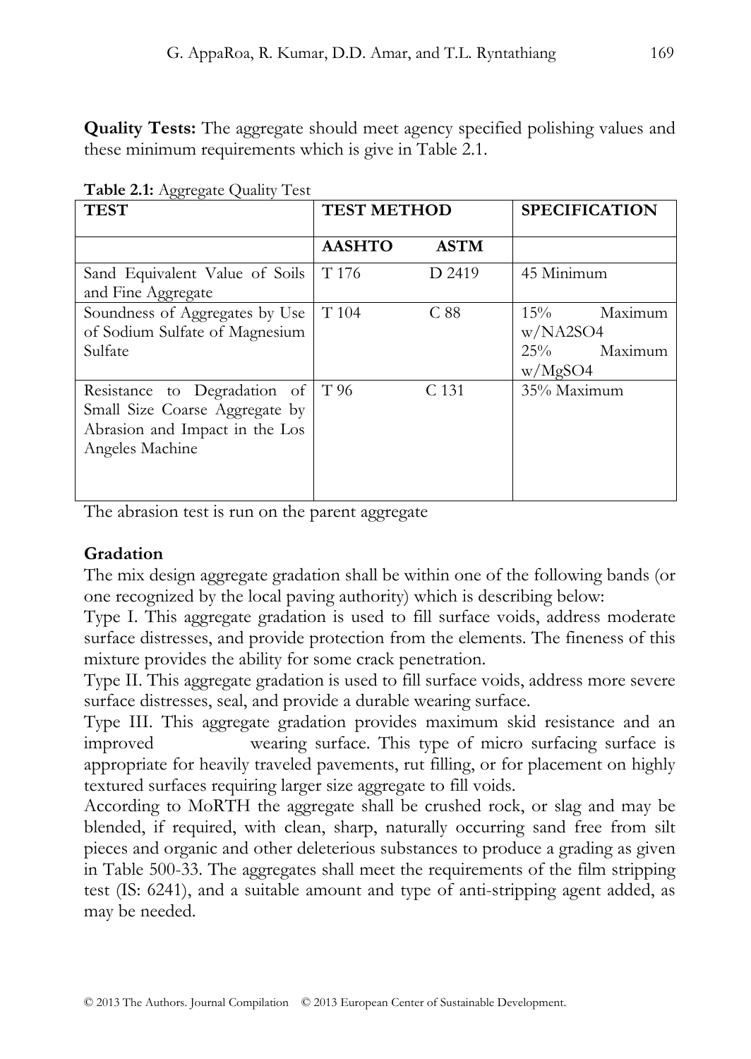**Quality Tests:** The aggregate should meet agency specified polishing values and these minimum requirements which is give in Table 2.1.

**Table 2.1:** Aggregate Quality Test

| TEST | TEST METHOD | | SPECIFICATION |
|---|---|---|---|
| | AASHTO | ASTM | |
| Sand Equivalent Value of Soils and Fine Aggregate | T 176 | D 2419 | 45 Minimum |
| Soundness of Aggregates by Use of Sodium Sulfate of Magnesium Sulfate | T 104 | C 88 | 15% Maximum w/NA2SO4<br>25% Maximum w/MgSO4 |
| Resistance to Degradation of Small Size Coarse Aggregate by Abrasion and Impact in the Los Angeles Machine | T 96 | C 131 | 35% Maximum |

The abrasion test is run on the parent aggregate

**Gradation**

The mix design aggregate gradation shall be within one of the following bands (or one recognized by the local paving authority) which is describing below:

Type I. This aggregate gradation is used to fill surface voids, address moderate surface distresses, and provide protection from the elements. The fineness of this mixture provides the ability for some crack penetration.

Type II. This aggregate gradation is used to fill surface voids, address more severe surface distresses, seal, and provide a durable wearing surface.

Type III. This aggregate gradation provides maximum skid resistance and an improved wearing surface. This type of micro surfacing surface is appropriate for heavily traveled pavements, rut filling, or for placement on highly textured surfaces requiring larger size aggregate to fill voids.

According to MoRTH the aggregate shall be crushed rock, or slag and may be blended, if required, with clean, sharp, naturally occurring sand free from silt pieces and organic and other deleterious substances to produce a grading as given in Table 500-33. The aggregates shall meet the requirements of the film stripping test (IS: 6241), and a suitable amount and type of anti-stripping agent added, as may be needed.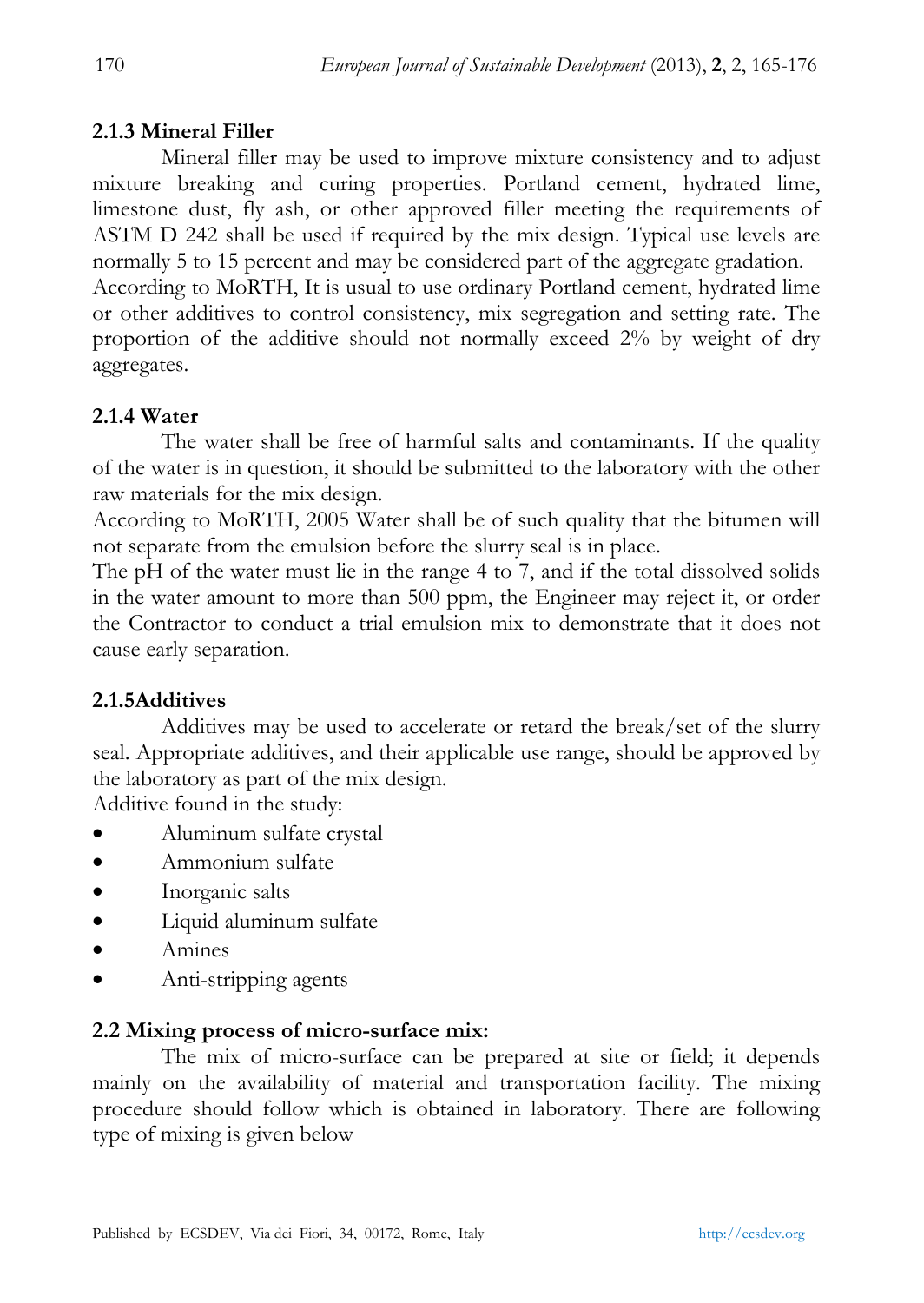### 2.1.3 Mineral Filler

Mineral filler may be used to improve mixture consistency and to adjust mixture breaking and curing properties. Portland cement, hydrated lime, limestone dust, fly ash, or other approved filler meeting the requirements of ASTM D 242 shall be used if required by the mix design. Typical use levels are normally 5 to 15 percent and may be considered part of the aggregate gradation.
According to MoRTH, It is usual to use ordinary Portland cement, hydrated lime or other additives to control consistency, mix segregation and setting rate. The proportion of the additive should not normally exceed 2% by weight of dry aggregates.

### 2.1.4 Water

The water shall be free of harmful salts and contaminants. If the quality of the water is in question, it should be submitted to the laboratory with the other raw materials for the mix design.
According to MoRTH, 2005 Water shall be of such quality that the bitumen will not separate from the emulsion before the slurry seal is in place.
The pH of the water must lie in the range 4 to 7, and if the total dissolved solids in the water amount to more than 500 ppm, the Engineer may reject it, or order the Contractor to conduct a trial emulsion mix to demonstrate that it does not cause early separation.

### 2.1.5Additives

Additives may be used to accelerate or retard the break/set of the slurry seal. Appropriate additives, and their applicable use range, should be approved by the laboratory as part of the mix design.
Additive found in the study:

- Aluminum sulfate crystal
- Ammonium sulfate
- Inorganic salts
- Liquid aluminum sulfate
- Amines
- Anti-stripping agents

## 2.2 Mixing process of micro-surface mix:

The mix of micro-surface can be prepared at site or field; it depends mainly on the availability of material and transportation facility. The mixing procedure should follow which is obtained in laboratory. There are following type of mixing is given below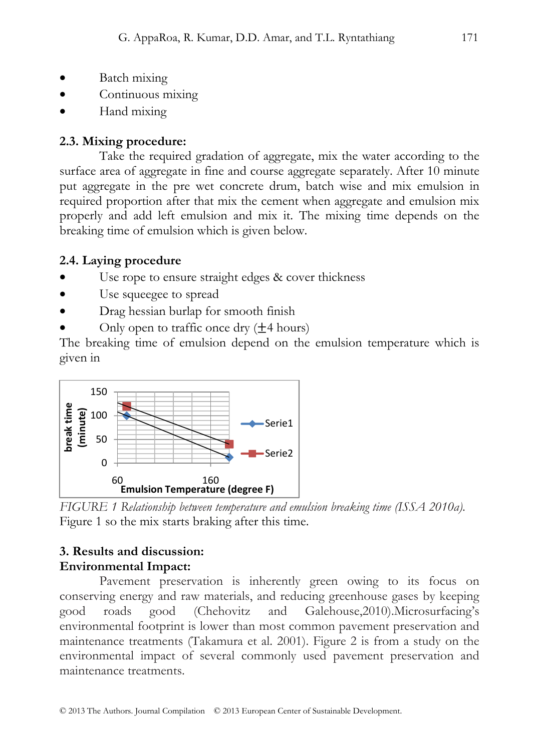- Batch mixing
- Continuous mixing
- Hand mixing

### 2.3. Mixing procedure:

Take the required gradation of aggregate, mix the water according to the surface area of aggregate in fine and course aggregate separately. After 10 minute put aggregate in the pre wet concrete drum, batch wise and mix emulsion in required proportion after that mix the cement when aggregate and emulsion mix properly and add left emulsion and mix it. The mixing time depends on the breaking time of emulsion which is given below.

### 2.4. Laying procedure

- Use rope to ensure straight edges & cover thickness
- Use squeegee to spread
- Drag hessian burlap for smooth finish
- Only open to traffic once dry (±4 hours)

The breaking time of emulsion depend on the emulsion temperature which is given in

*FIGURE 1 Relationship between temperature and emulsion breaking time (ISSA 2010a).*

Figure 1 so the mix starts braking after this time.

### 3. Results and discussion:

**Environmental Impact:**

Pavement preservation is inherently green owing to its focus on conserving energy and raw materials, and reducing greenhouse gases by keeping good roads good (Chehovitz and Galehouse,2010).Microsurfacing's environmental footprint is lower than most common pavement preservation and maintenance treatments (Takamura et al. 2001). Figure 2 is from a study on the environmental impact of several commonly used pavement preservation and maintenance treatments.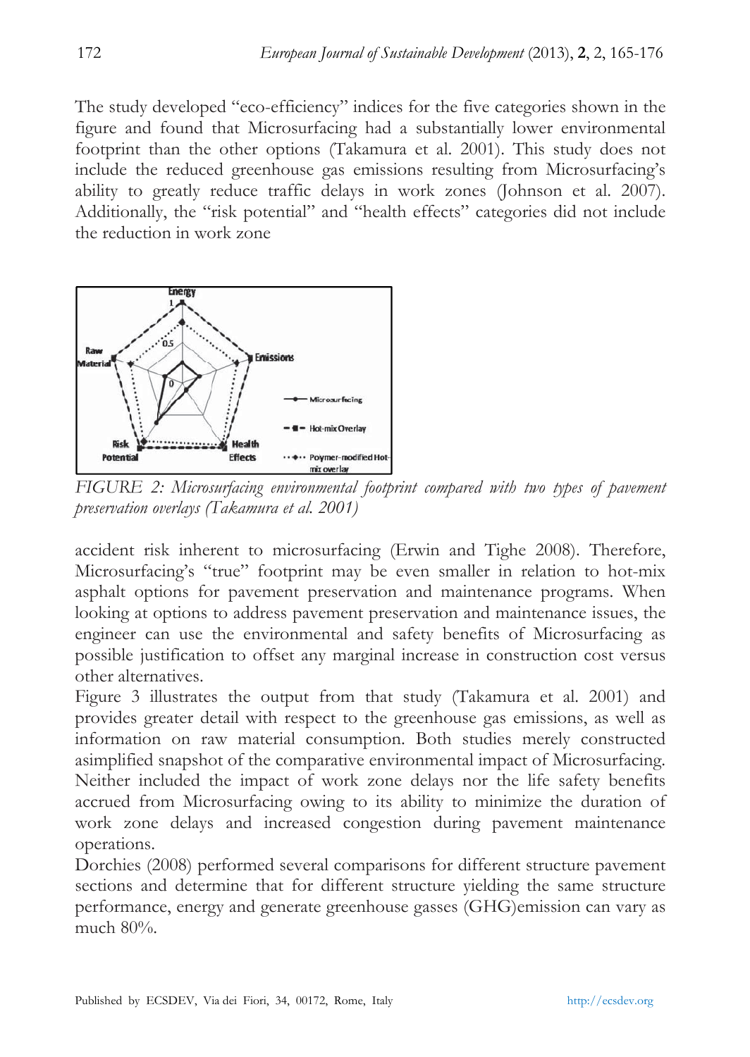The study developed "eco-efficiency" indices for the five categories shown in the figure and found that Microsurfacing had a substantially lower environmental footprint than the other options (Takamura et al. 2001). This study does not include the reduced greenhouse gas emissions resulting from Microsurfacing's ability to greatly reduce traffic delays in work zones (Johnson et al. 2007). Additionally, the "risk potential" and "health effects" categories did not include the reduction in work zone

*FIGURE 2: Microsurfacing environmental footprint compared with two types of pavement preservation overlays (Takamura et al. 2001)*

accident risk inherent to microsurfacing (Erwin and Tighe 2008). Therefore, Microsurfacing's "true" footprint may be even smaller in relation to hot-mix asphalt options for pavement preservation and maintenance programs. When looking at options to address pavement preservation and maintenance issues, the engineer can use the environmental and safety benefits of Microsurfacing as possible justification to offset any marginal increase in construction cost versus other alternatives.

Figure 3 illustrates the output from that study (Takamura et al. 2001) and provides greater detail with respect to the greenhouse gas emissions, as well as information on raw material consumption. Both studies merely constructed asimplified snapshot of the comparative environmental impact of Microsurfacing. Neither included the impact of work zone delays nor the life safety benefits accrued from Microsurfacing owing to its ability to minimize the duration of work zone delays and increased congestion during pavement maintenance operations.

Dorchies (2008) performed several comparisons for different structure pavement sections and determine that for different structure yielding the same structure performance, energy and generate greenhouse gasses (GHG)emission can vary as much 80%.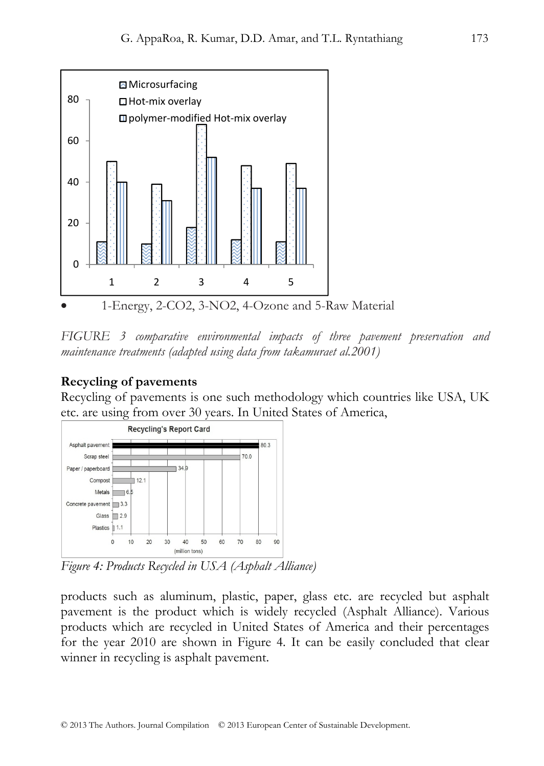- 1-Energy, 2-CO2, 3-NO2, 4-Ozone and 5-Raw Material

*FIGURE 3 comparative environmental impacts of three pavement preservation and maintenance treatments (adapted using data from takamuraet al.2001)*

**Recycling of pavements**

Recycling of pavements is one such methodology which countries like USA, UK etc. are using from over 30 years. In United States of America,

*Figure 4: Products Recycled in USA (Asphalt Alliance)*

products such as aluminum, plastic, paper, glass etc. are recycled but asphalt pavement is the product which is widely recycled (Asphalt Alliance). Various products which are recycled in United States of America and their percentages for the year 2010 are shown in Figure 4. It can be easily concluded that clear winner in recycling is asphalt pavement.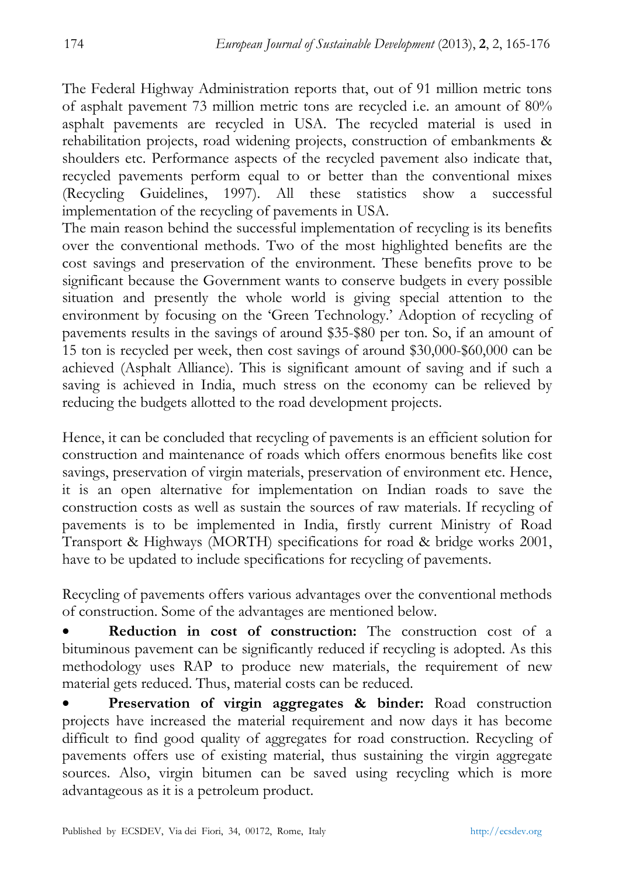The Federal Highway Administration reports that, out of 91 million metric tons of asphalt pavement 73 million metric tons are recycled i.e. an amount of 80% asphalt pavements are recycled in USA. The recycled material is used in rehabilitation projects, road widening projects, construction of embankments & shoulders etc. Performance aspects of the recycled pavement also indicate that, recycled pavements perform equal to or better than the conventional mixes (Recycling Guidelines, 1997). All these statistics show a successful implementation of the recycling of pavements in USA.

The main reason behind the successful implementation of recycling is its benefits over the conventional methods. Two of the most highlighted benefits are the cost savings and preservation of the environment. These benefits prove to be significant because the Government wants to conserve budgets in every possible situation and presently the whole world is giving special attention to the environment by focusing on the 'Green Technology.' Adoption of recycling of pavements results in the savings of around $35-$80 per ton. So, if an amount of 15 ton is recycled per week, then cost savings of around $30,000-$60,000 can be achieved (Asphalt Alliance). This is significant amount of saving and if such a saving is achieved in India, much stress on the economy can be relieved by reducing the budgets allotted to the road development projects.

Hence, it can be concluded that recycling of pavements is an efficient solution for construction and maintenance of roads which offers enormous benefits like cost savings, preservation of virgin materials, preservation of environment etc. Hence, it is an open alternative for implementation on Indian roads to save the construction costs as well as sustain the sources of raw materials. If recycling of pavements is to be implemented in India, firstly current Ministry of Road Transport & Highways (MORTH) specifications for road & bridge works 2001, have to be updated to include specifications for recycling of pavements.

Recycling of pavements offers various advantages over the conventional methods of construction. Some of the advantages are mentioned below.

- **Reduction in cost of construction:** The construction cost of a bituminous pavement can be significantly reduced if recycling is adopted. As this methodology uses RAP to produce new materials, the requirement of new material gets reduced. Thus, material costs can be reduced.
- **Preservation of virgin aggregates & binder:** Road construction projects have increased the material requirement and now days it has become difficult to find good quality of aggregates for road construction. Recycling of pavements offers use of existing material, thus sustaining the virgin aggregate sources. Also, virgin bitumen can be saved using recycling which is more advantageous as it is a petroleum product.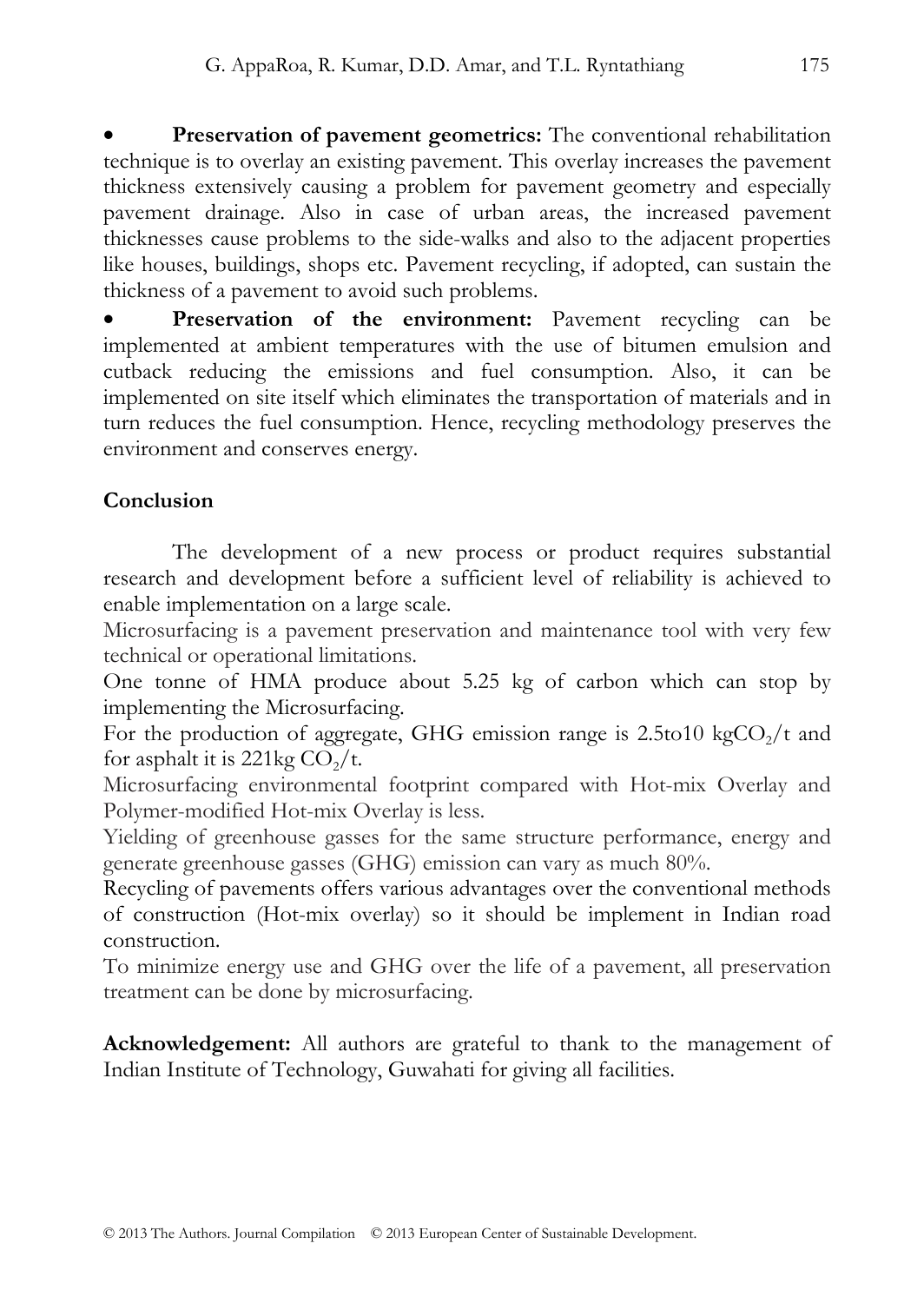- **Preservation of pavement geometrics:** The conventional rehabilitation technique is to overlay an existing pavement. This overlay increases the pavement thickness extensively causing a problem for pavement geometry and especially pavement drainage. Also in case of urban areas, the increased pavement thicknesses cause problems to the side-walks and also to the adjacent properties like houses, buildings, shops etc. Pavement recycling, if adopted, can sustain the thickness of a pavement to avoid such problems.
- **Preservation of the environment:** Pavement recycling can be implemented at ambient temperatures with the use of bitumen emulsion and cutback reducing the emissions and fuel consumption. Also, it can be implemented on site itself which eliminates the transportation of materials and in turn reduces the fuel consumption. Hence, recycling methodology preserves the environment and conserves energy.

**Conclusion**

The development of a new process or product requires substantial research and development before a sufficient level of reliability is achieved to enable implementation on a large scale.

Microsurfacing is a pavement preservation and maintenance tool with very few technical or operational limitations.

One tonne of HMA produce about 5.25 kg of carbon which can stop by implementing the Microsurfacing.

For the production of aggregate, GHG emission range is 2.5to10 kg$CO_2$/t and for asphalt it is 221kg $CO_2$/t.

Microsurfacing environmental footprint compared with Hot-mix Overlay and Polymer-modified Hot-mix Overlay is less.

Yielding of greenhouse gasses for the same structure performance, energy and generate greenhouse gasses (GHG) emission can vary as much 80%.

Recycling of pavements offers various advantages over the conventional methods of construction (Hot-mix overlay) so it should be implement in Indian road construction.

To minimize energy use and GHG over the life of a pavement, all preservation treatment can be done by microsurfacing.

**Acknowledgement:** All authors are grateful to thank to the management of Indian Institute of Technology, Guwahati for giving all facilities.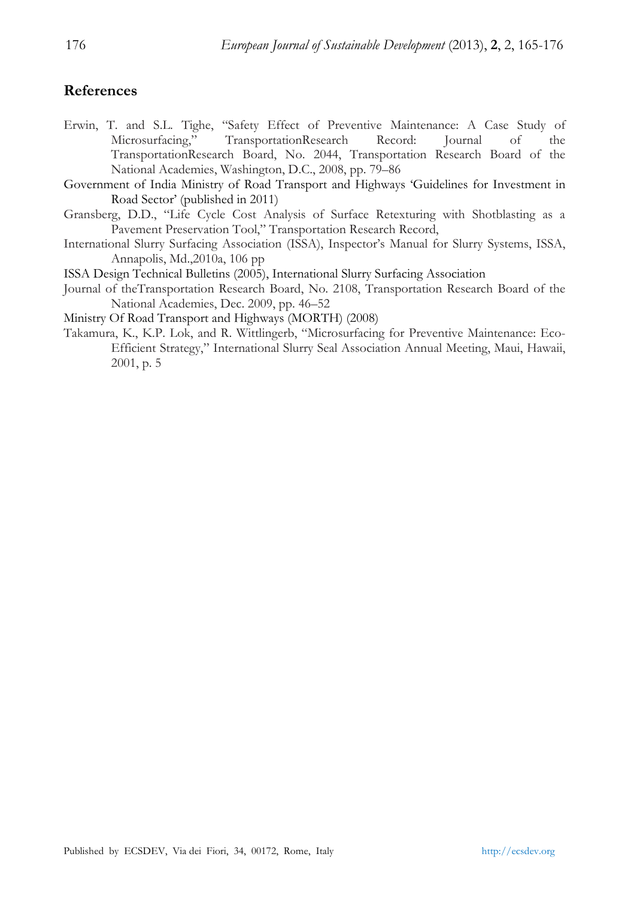## References

Erwin, T. and S.L. Tighe, "Safety Effect of Preventive Maintenance: A Case Study of Microsurfacing," TransportationResearch Record: Journal of the TransportationResearch Board, No. 2044, Transportation Research Board of the National Academies, Washington, D.C., 2008, pp. 79–86

Government of India Ministry of Road Transport and Highways 'Guidelines for Investment in Road Sector' (published in 2011)

Gransberg, D.D., "Life Cycle Cost Analysis of Surface Retexturing with Shotblasting as a Pavement Preservation Tool," Transportation Research Record,

International Slurry Surfacing Association (ISSA), Inspector's Manual for Slurry Systems, ISSA, Annapolis, Md.,2010a, 106 pp

ISSA Design Technical Bulletins (2005), International Slurry Surfacing Association

Journal of theTransportation Research Board, No. 2108, Transportation Research Board of the National Academies, Dec. 2009, pp. 46–52

Ministry Of Road Transport and Highways (MORTH) (2008)

Takamura, K., K.P. Lok, and R. Wittlingerb, "Microsurfacing for Preventive Maintenance: Eco-Efficient Strategy," International Slurry Seal Association Annual Meeting, Maui, Hawaii, 2001, p. 5